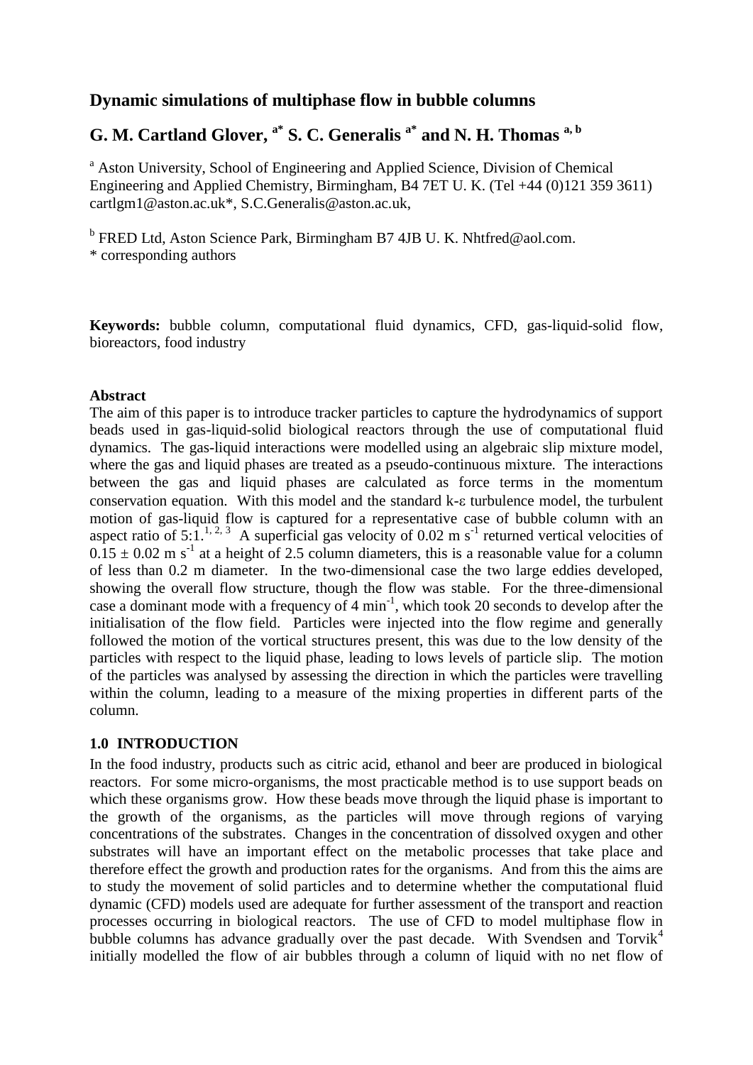# Dynamic simulations of multiphase flow in bubble columns

## G. M. Cartland Glover, [a*] S. C. Generalis [a*] and N. H. Thomas [a, b]

[a] Aston University, School of Engineering and Applied Science, Division of Chemical Engineering and Applied Chemistry, Birmingham, B4 7ET U. K. (Tel +44 (0)121 359 3611) cartlgm1@aston.ac.uk*, S.C.Generalis@aston.ac.uk,

[b] FRED Ltd, Aston Science Park, Birmingham B7 4JB U. K. Nhtfred@aol.com.
\* corresponding authors

**Keywords:** bubble column, computational fluid dynamics, CFD, gas-liquid-solid flow, bioreactors, food industry

**Abstract**

The aim of this paper is to introduce tracker particles to capture the hydrodynamics of support beads used in gas-liquid-solid biological reactors through the use of computational fluid dynamics. The gas-liquid interactions were modelled using an algebraic slip mixture model, where the gas and liquid phases are treated as a pseudo-continuous mixture. The interactions between the gas and liquid phases are calculated as force terms in the momentum conservation equation. With this model and the standard k-ε turbulence model, the turbulent motion of gas-liquid flow is captured for a representative case of bubble column with an aspect ratio of 5:1.[1, 2, 3] A superficial gas velocity of 0.02 m s$^{-1}$ returned vertical velocities of $0.15 \pm 0.02$ m s$^{-1}$ at a height of 2.5 column diameters, this is a reasonable value for a column of less than 0.2 m diameter. In the two-dimensional case the two large eddies developed, showing the overall flow structure, though the flow was stable. For the three-dimensional case a dominant mode with a frequency of 4 min$^{-1}$, which took 20 seconds to develop after the initialisation of the flow field. Particles were injected into the flow regime and generally followed the motion of the vortical structures present, this was due to the low density of the particles with respect to the liquid phase, leading to lows levels of particle slip. The motion of the particles was analysed by assessing the direction in which the particles were travelling within the column, leading to a measure of the mixing properties in different parts of the column.

## 1.0 INTRODUCTION

In the food industry, products such as citric acid, ethanol and beer are produced in biological reactors. For some micro-organisms, the most practicable method is to use support beads on which these organisms grow. How these beads move through the liquid phase is important to the growth of the organisms, as the particles will move through regions of varying concentrations of the substrates. Changes in the concentration of dissolved oxygen and other substrates will have an important effect on the metabolic processes that take place and therefore effect the growth and production rates for the organisms. And from this the aims are to study the movement of solid particles and to determine whether the computational fluid dynamic (CFD) models used are adequate for further assessment of the transport and reaction processes occurring in biological reactors. The use of CFD to model multiphase flow in bubble columns has advance gradually over the past decade. With Svendsen and Torvik[4] initially modelled the flow of air bubbles through a column of liquid with no net flow of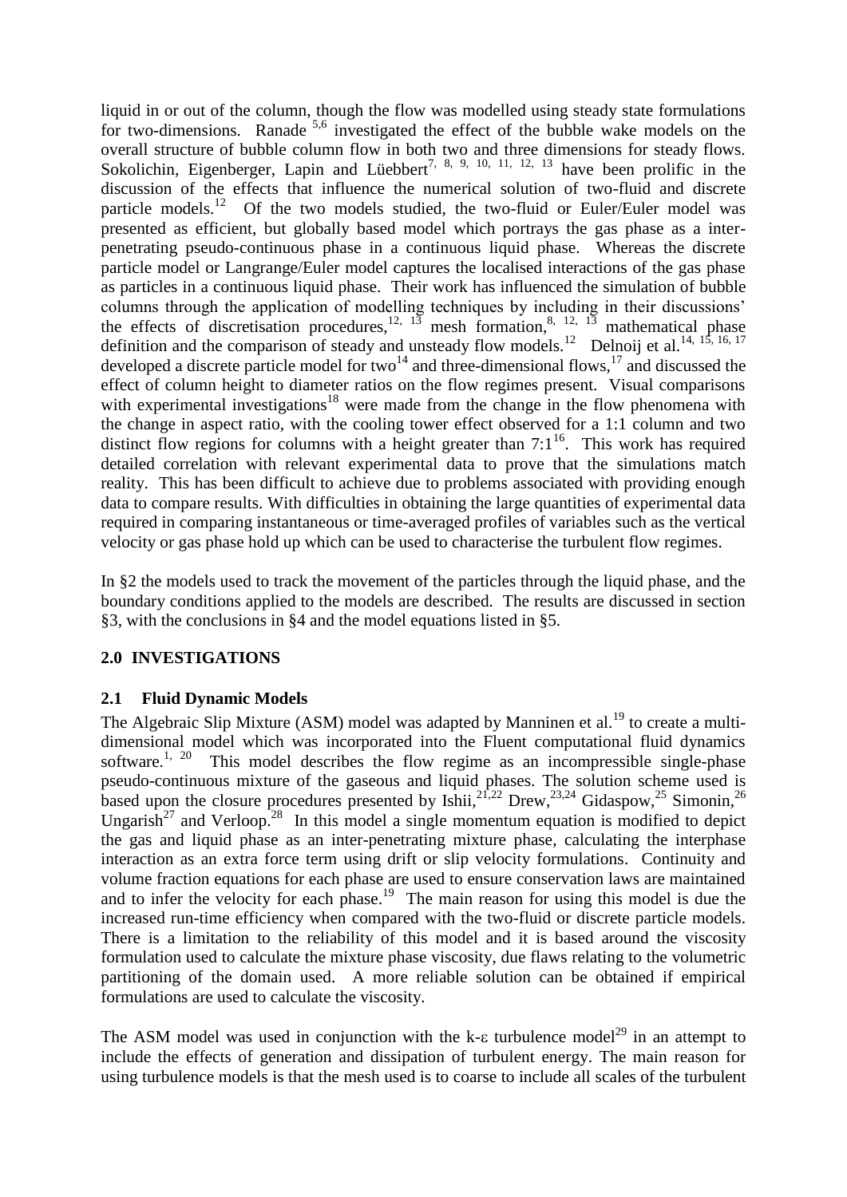liquid in or out of the column, though the flow was modelled using steady state formulations for two-dimensions. Ranade [5,6] investigated the effect of the bubble wake models on the overall structure of bubble column flow in both two and three dimensions for steady flows. Sokolichin, Eigenberger, Lapin and Lüebbert[7, 8, 9, 10, 11, 12, 13] have been prolific in the discussion of the effects that influence the numerical solution of two-fluid and discrete particle models.[12] Of the two models studied, the two-fluid or Euler/Euler model was presented as efficient, but globally based model which portrays the gas phase as a inter-penetrating pseudo-continuous phase in a continuous liquid phase. Whereas the discrete particle model or Langrange/Euler model captures the localised interactions of the gas phase as particles in a continuous liquid phase. Their work has influenced the simulation of bubble columns through the application of modelling techniques by including in their discussions' the effects of discretisation procedures,[12, 13] mesh formation,[8, 12, 13] mathematical phase definition and the comparison of steady and unsteady flow models.[12] Delnoij et al.[14, 15, 16, 17] developed a discrete particle model for two[14] and three-dimensional flows,[17] and discussed the effect of column height to diameter ratios on the flow regimes present. Visual comparisons with experimental investigations[18] were made from the change in the flow phenomena with the change in aspect ratio, with the cooling tower effect observed for a 1:1 column and two distinct flow regions for columns with a height greater than 7:1[16]. This work has required detailed correlation with relevant experimental data to prove that the simulations match reality. This has been difficult to achieve due to problems associated with providing enough data to compare results. With difficulties in obtaining the large quantities of experimental data required in comparing instantaneous or time-averaged profiles of variables such as the vertical velocity or gas phase hold up which can be used to characterise the turbulent flow regimes.

In §2 the models used to track the movement of the particles through the liquid phase, and the boundary conditions applied to the models are described. The results are discussed in section §3, with the conclusions in §4 and the model equations listed in §5.

## 2.0 INVESTIGATIONS

### 2.1 Fluid Dynamic Models

The Algebraic Slip Mixture (ASM) model was adapted by Manninen et al.[19] to create a multi-dimensional model which was incorporated into the Fluent computational fluid dynamics software.[1, 20] This model describes the flow regime as an incompressible single-phase pseudo-continuous mixture of the gaseous and liquid phases. The solution scheme used is based upon the closure procedures presented by Ishii,[21,22] Drew,[23,24] Gidaspow,[25] Simonin,[26] Ungarish[27] and Verloop.[28] In this model a single momentum equation is modified to depict the gas and liquid phase as an inter-penetrating mixture phase, calculating the interphase interaction as an extra force term using drift or slip velocity formulations. Continuity and volume fraction equations for each phase are used to ensure conservation laws are maintained and to infer the velocity for each phase.[19] The main reason for using this model is due the increased run-time efficiency when compared with the two-fluid or discrete particle models. There is a limitation to the reliability of this model and it is based around the viscosity formulation used to calculate the mixture phase viscosity, due flaws relating to the volumetric partitioning of the domain used. A more reliable solution can be obtained if empirical formulations are used to calculate the viscosity.

The ASM model was used in conjunction with the k-$\varepsilon$ turbulence model[29] in an attempt to include the effects of generation and dissipation of turbulent energy. The main reason for using turbulence models is that the mesh used is to coarse to include all scales of the turbulent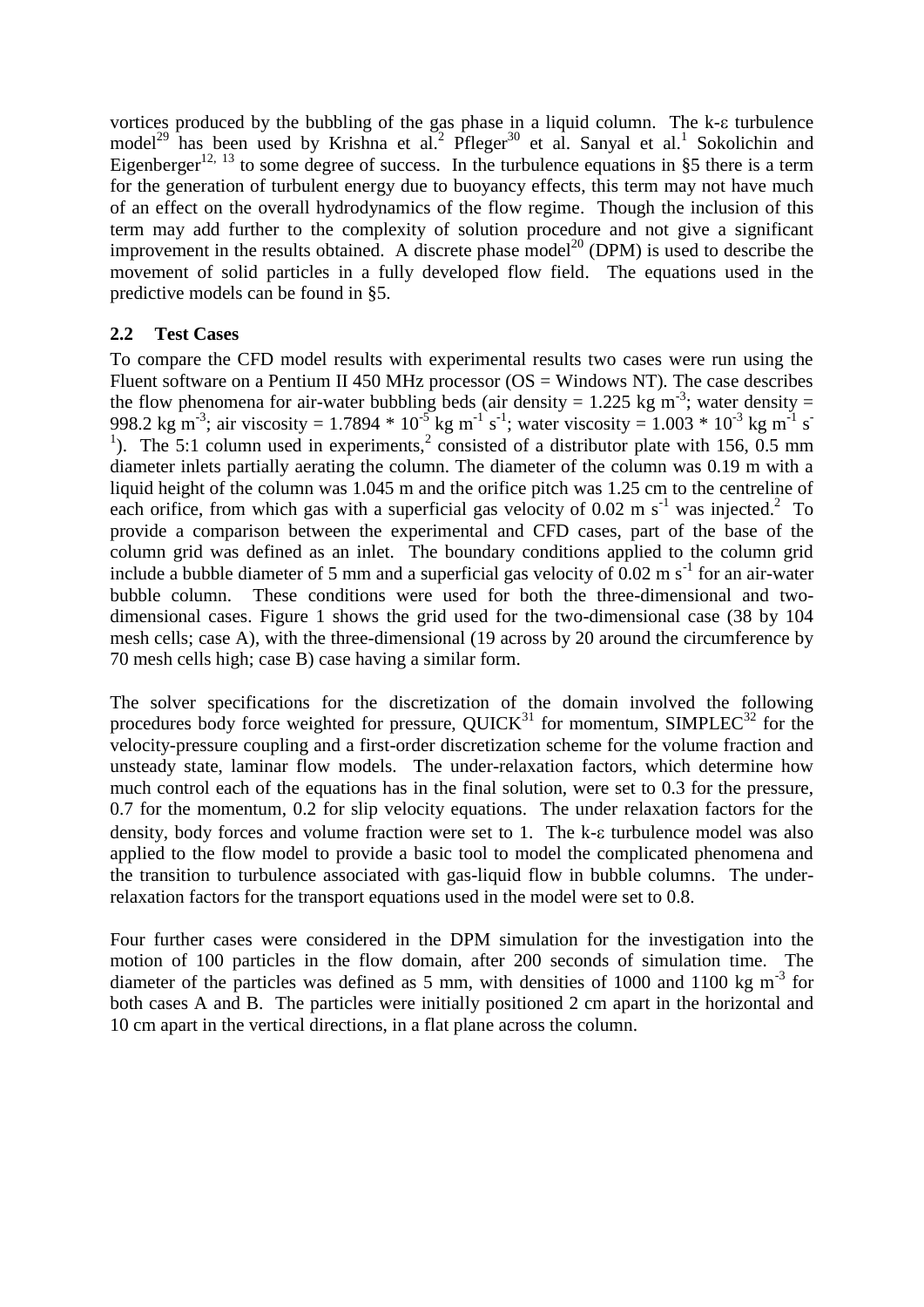vortices produced by the bubbling of the gas phase in a liquid column. The k-ε turbulence model[29] has been used by Krishna et al.[2] Pfleger[30] et al. Sanyal et al.[1] Sokolichin and Eigenberger[12, 13] to some degree of success. In the turbulence equations in §5 there is a term for the generation of turbulent energy due to buoyancy effects, this term may not have much of an effect on the overall hydrodynamics of the flow regime. Though the inclusion of this term may add further to the complexity of solution procedure and not give a significant improvement in the results obtained. A discrete phase model[20] (DPM) is used to describe the movement of solid particles in a fully developed flow field. The equations used in the predictive models can be found in §5.

## 2.2 Test Cases

To compare the CFD model results with experimental results two cases were run using the Fluent software on a Pentium II 450 MHz processor (OS = Windows NT). The case describes the flow phenomena for air-water bubbling beds (air density = 1.225 kg $m^{-3}$; water density = 998.2 kg $m^{-3}$; air viscosity = 1.7894 * $10^{-5}$ kg $m^{-1}$ $s^{-1}$; water viscosity = 1.003 * $10^{-3}$ kg $m^{-1}$ $s^{-1}$). The 5:1 column used in experiments,[2] consisted of a distributor plate with 156, 0.5 mm diameter inlets partially aerating the column. The diameter of the column was 0.19 m with a liquid height of the column was 1.045 m and the orifice pitch was 1.25 cm to the centreline of each orifice, from which gas with a superficial gas velocity of 0.02 m $s^{-1}$ was injected.[2] To provide a comparison between the experimental and CFD cases, part of the base of the column grid was defined as an inlet. The boundary conditions applied to the column grid include a bubble diameter of 5 mm and a superficial gas velocity of 0.02 m $s^{-1}$ for an air-water bubble column. These conditions were used for both the three-dimensional and two-dimensional cases. Figure 1 shows the grid used for the two-dimensional case (38 by 104 mesh cells; case A), with the three-dimensional (19 across by 20 around the circumference by 70 mesh cells high; case B) case having a similar form.

The solver specifications for the discretization of the domain involved the following procedures body force weighted for pressure, QUICK[31] for momentum, SIMPLEC[32] for the velocity-pressure coupling and a first-order discretization scheme for the volume fraction and unsteady state, laminar flow models. The under-relaxation factors, which determine how much control each of the equations has in the final solution, were set to 0.3 for the pressure, 0.7 for the momentum, 0.2 for slip velocity equations. The under relaxation factors for the density, body forces and volume fraction were set to 1. The k-ε turbulence model was also applied to the flow model to provide a basic tool to model the complicated phenomena and the transition to turbulence associated with gas-liquid flow in bubble columns. The under-relaxation factors for the transport equations used in the model were set to 0.8.

Four further cases were considered in the DPM simulation for the investigation into the motion of 100 particles in the flow domain, after 200 seconds of simulation time. The diameter of the particles was defined as 5 mm, with densities of 1000 and 1100 kg $m^{-3}$ for both cases A and B. The particles were initially positioned 2 cm apart in the horizontal and 10 cm apart in the vertical directions, in a flat plane across the column.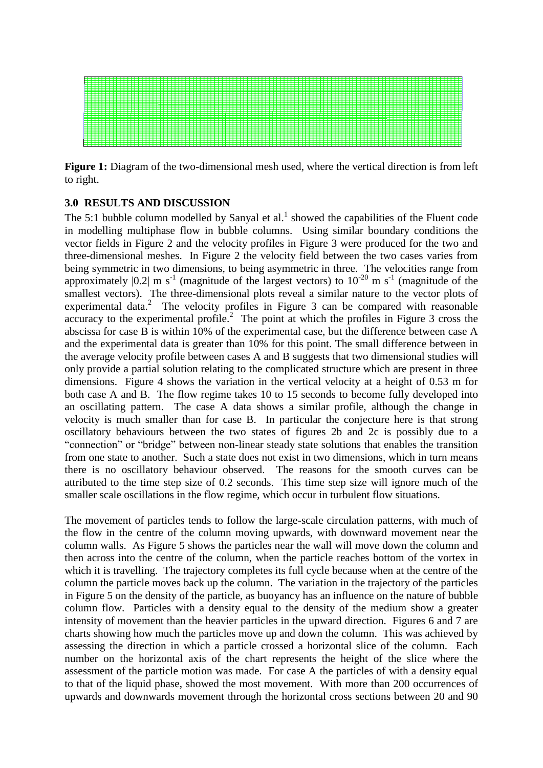**Figure 1:** Diagram of the two-dimensional mesh used, where the vertical direction is from left to right.

## 3.0 RESULTS AND DISCUSSION

The 5:1 bubble column modelled by Sanyal et al.[1] showed the capabilities of the Fluent code in modelling multiphase flow in bubble columns. Using similar boundary conditions the vector fields in Figure 2 and the velocity profiles in Figure 3 were produced for the two and three-dimensional meshes. In Figure 2 the velocity field between the two cases varies from being symmetric in two dimensions, to being asymmetric in three. The velocities range from approximately $|0.2|$ m s$^{-1}$ (magnitude of the largest vectors) to $10^{-20}$ m s$^{-1}$ (magnitude of the smallest vectors). The three-dimensional plots reveal a similar nature to the vector plots of experimental data.[2] The velocity profiles in Figure 3 can be compared with reasonable accuracy to the experimental profile.[2] The point at which the profiles in Figure 3 cross the abscissa for case B is within 10% of the experimental case, but the difference between case A and the experimental data is greater than 10% for this point. The small difference between in the average velocity profile between cases A and B suggests that two dimensional studies will only provide a partial solution relating to the complicated structure which are present in three dimensions. Figure 4 shows the variation in the vertical velocity at a height of 0.53 m for both case A and B. The flow regime takes 10 to 15 seconds to become fully developed into an oscillating pattern. The case A data shows a similar profile, although the change in velocity is much smaller than for case B. In particular the conjecture here is that strong oscillatory behaviours between the two states of figures 2b and 2c is possibly due to a "connection" or "bridge" between non-linear steady state solutions that enables the transition from one state to another. Such a state does not exist in two dimensions, which in turn means there is no oscillatory behaviour observed. The reasons for the smooth curves can be attributed to the time step size of 0.2 seconds. This time step size will ignore much of the smaller scale oscillations in the flow regime, which occur in turbulent flow situations.

The movement of particles tends to follow the large-scale circulation patterns, with much of the flow in the centre of the column moving upwards, with downward movement near the column walls. As Figure 5 shows the particles near the wall will move down the column and then across into the centre of the column, when the particle reaches bottom of the vortex in which it is travelling. The trajectory completes its full cycle because when at the centre of the column the particle moves back up the column. The variation in the trajectory of the particles in Figure 5 on the density of the particle, as buoyancy has an influence on the nature of bubble column flow. Particles with a density equal to the density of the medium show a greater intensity of movement than the heavier particles in the upward direction. Figures 6 and 7 are charts showing how much the particles move up and down the column. This was achieved by assessing the direction in which a particle crossed a horizontal slice of the column. Each number on the horizontal axis of the chart represents the height of the slice where the assessment of the particle motion was made. For case A the particles of with a density equal to that of the liquid phase, showed the most movement. With more than 200 occurrences of upwards and downwards movement through the horizontal cross sections between 20 and 90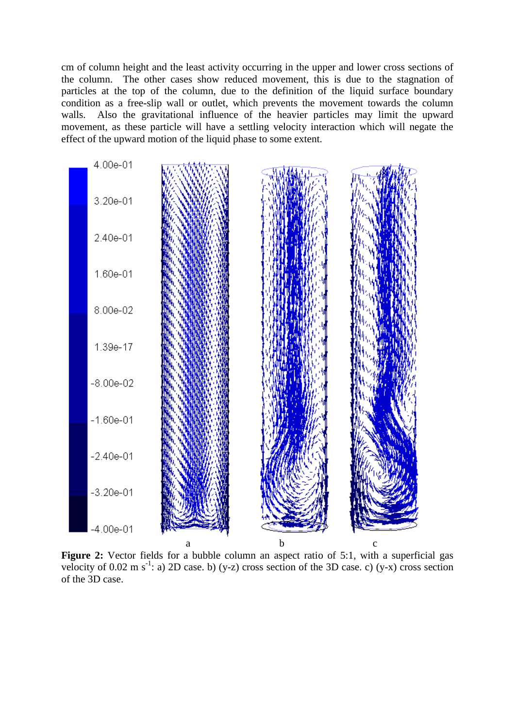cm of column height and the least activity occurring in the upper and lower cross sections of the column. The other cases show reduced movement, this is due to the stagnation of particles at the top of the column, due to the definition of the liquid surface boundary condition as a free-slip wall or outlet, which prevents the movement towards the column walls. Also the gravitational influence of the heavier particles may limit the upward movement, as these particle will have a settling velocity interaction which will negate the effect of the upward motion of the liquid phase to some extent.

**Figure 2:** Vector fields for a bubble column an aspect ratio of 5:1, with a superficial gas velocity of 0.02 m $s^{-1}$: a) 2D case. b) (y-z) cross section of the 3D case. c) (y-x) cross section of the 3D case.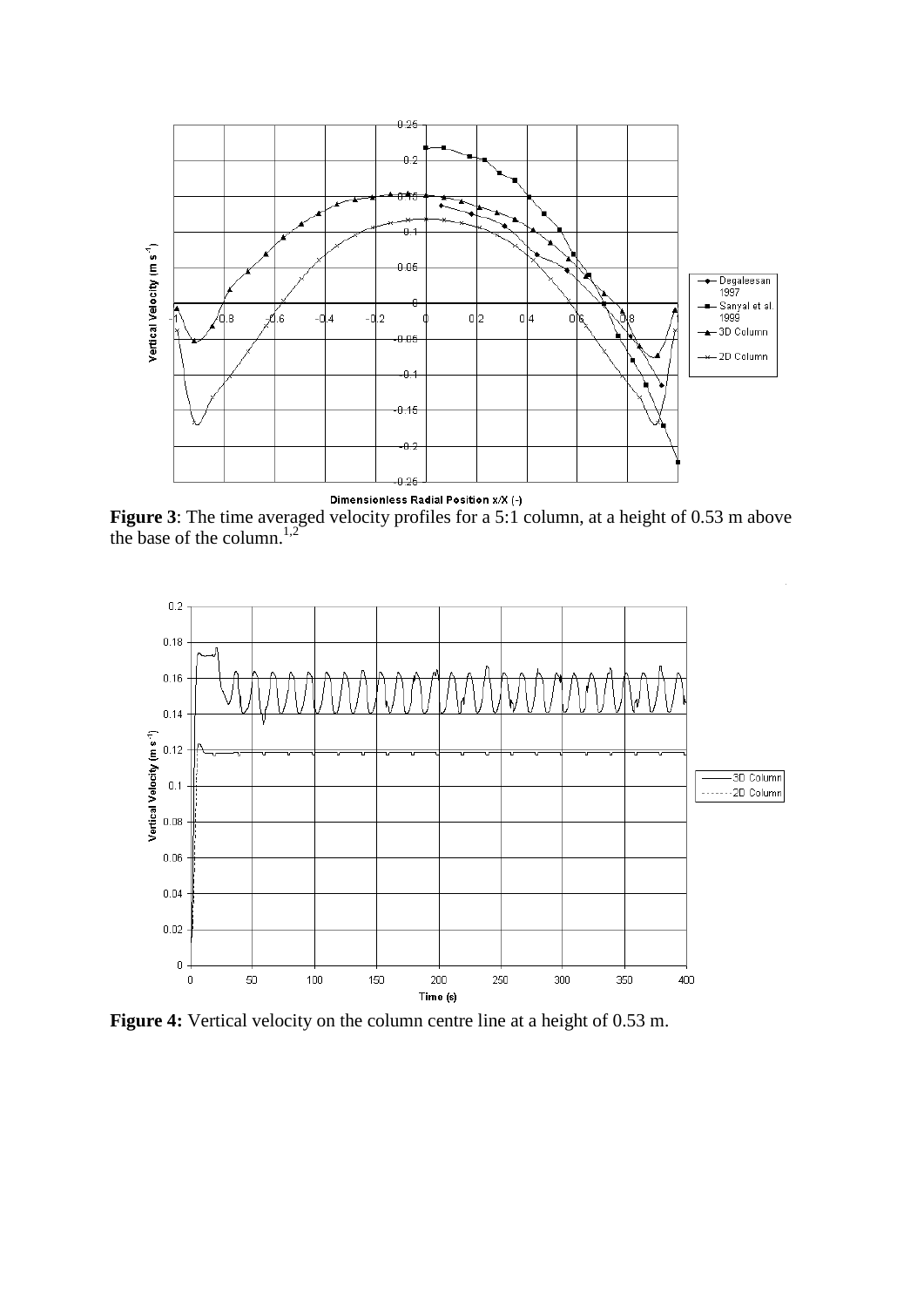**Figure 3**: The time averaged velocity profiles for a 5:1 column, at a height of 0.53 m above the base of the column.[1,2]

**Figure 4:** Vertical velocity on the column centre line at a height of 0.53 m.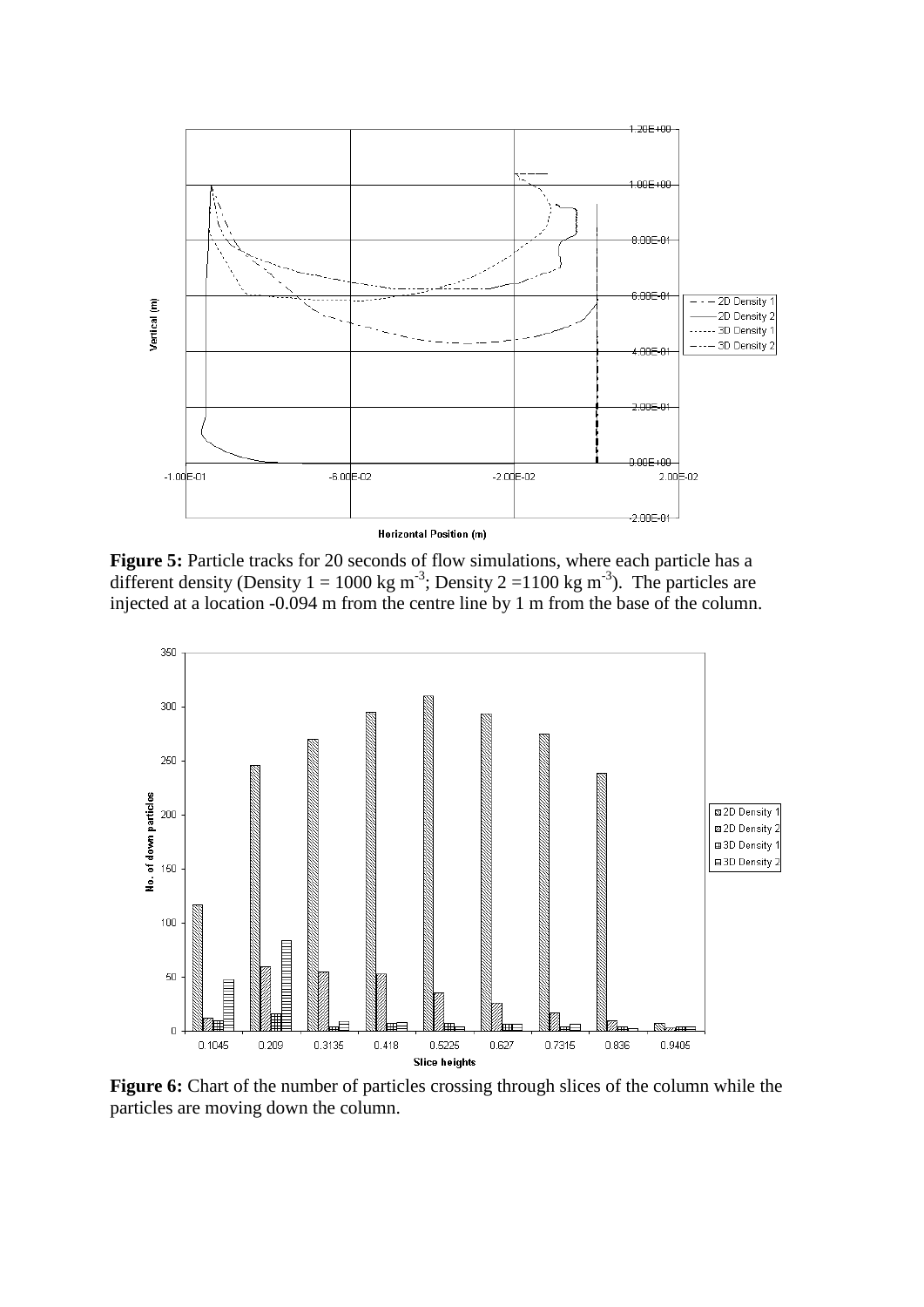**Figure 5:** Particle tracks for 20 seconds of flow simulations, where each particle has a different density (Density 1 = 1000 kg m$^{-3}$; Density 2 =1100 kg m$^{-3}$). The particles are injected at a location -0.094 m from the centre line by 1 m from the base of the column.

**Figure 6:** Chart of the number of particles crossing through slices of the column while the particles are moving down the column.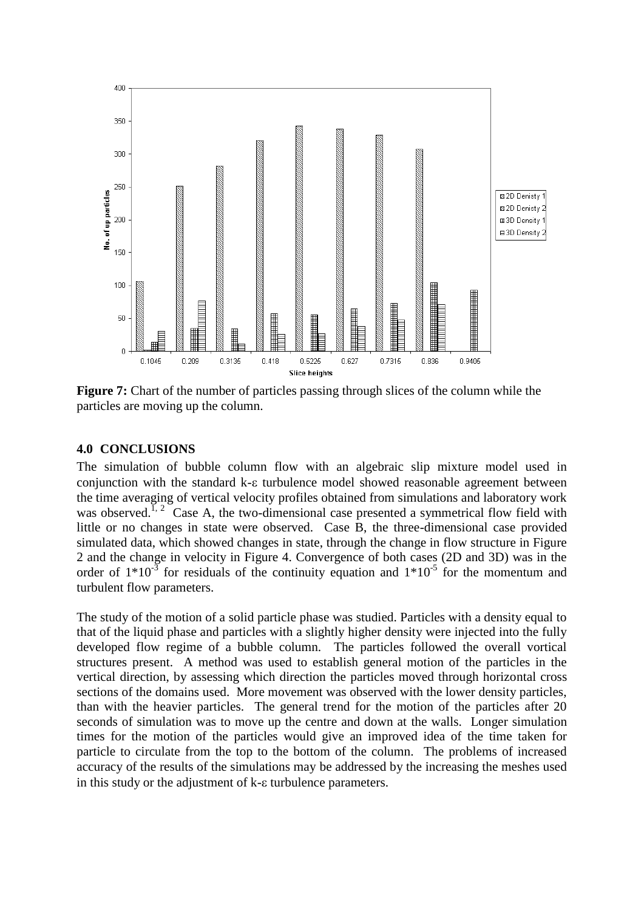**Figure 7:** Chart of the number of particles passing through slices of the column while the particles are moving up the column.

## 4.0 CONCLUSIONS

The simulation of bubble column flow with an algebraic slip mixture model used in conjunction with the standard k-ε turbulence model showed reasonable agreement between the time averaging of vertical velocity profiles obtained from simulations and laboratory work was observed.[1, 2] Case A, the two-dimensional case presented a symmetrical flow field with little or no changes in state were observed. Case B, the three-dimensional case provided simulated data, which showed changes in state, through the change in flow structure in Figure 2 and the change in velocity in Figure 4. Convergence of both cases (2D and 3D) was in the order of $1*10^{-3}$ for residuals of the continuity equation and $1*10^{-5}$ for the momentum and turbulent flow parameters.

The study of the motion of a solid particle phase was studied. Particles with a density equal to that of the liquid phase and particles with a slightly higher density were injected into the fully developed flow regime of a bubble column. The particles followed the overall vortical structures present. A method was used to establish general motion of the particles in the vertical direction, by assessing which direction the particles moved through horizontal cross sections of the domains used. More movement was observed with the lower density particles, than with the heavier particles. The general trend for the motion of the particles after 20 seconds of simulation was to move up the centre and down at the walls. Longer simulation times for the motion of the particles would give an improved idea of the time taken for particle to circulate from the top to the bottom of the column. The problems of increased accuracy of the results of the simulations may be addressed by the increasing the meshes used in this study or the adjustment of k-ε turbulence parameters.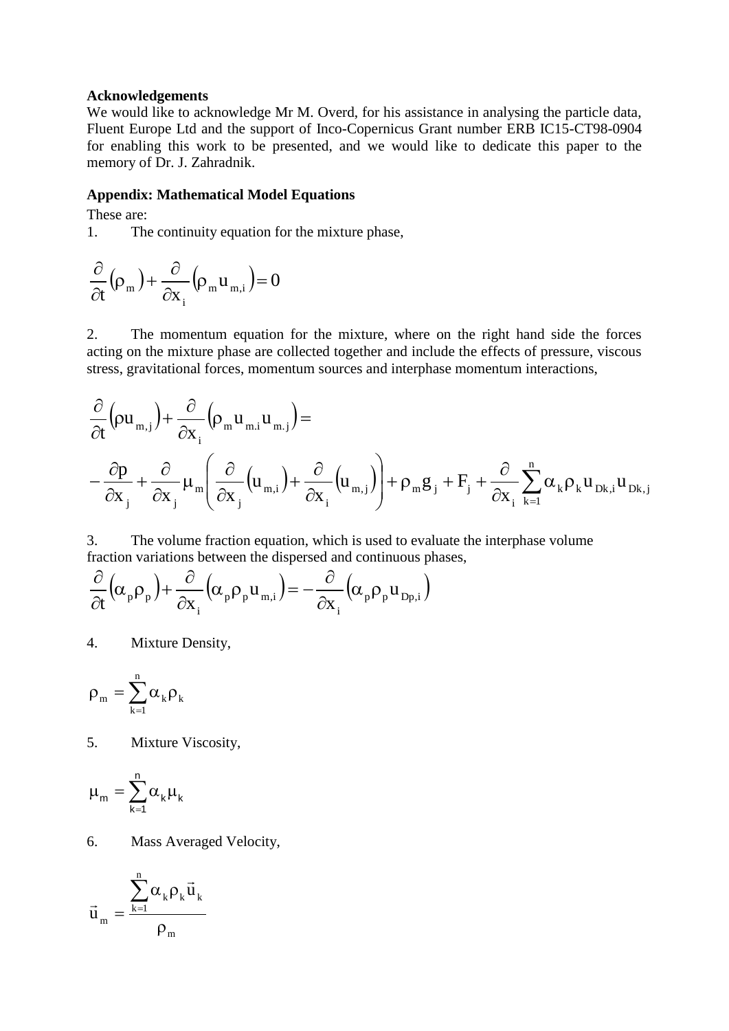**Acknowledgements**

We would like to acknowledge Mr M. Overd, for his assistance in analysing the particle data, Fluent Europe Ltd and the support of Inco-Copernicus Grant number ERB IC15-CT98-0904 for enabling this work to be presented, and we would like to dedicate this paper to the memory of Dr. J. Zahradnik.

**Appendix: Mathematical Model Equations**

These are:

1. The continuity equation for the mixture phase,

$$\frac{\partial}{\partial t}\left(\rho_m\right)+\frac{\partial}{\partial x_i}\left(\rho_m u_{m,i}\right)=0$$

2. The momentum equation for the mixture, where on the right hand side the forces acting on the mixture phase are collected together and include the effects of pressure, viscous stress, gravitational forces, momentum sources and interphase momentum interactions,

$$\frac{\partial}{\partial t}\left(\rho u_{m,j}\right)+\frac{\partial}{\partial x_i}\left(\rho_m u_{m.i} u_{m.j}\right)=$$
$$-\frac{\partial p}{\partial x_j}+\frac{\partial}{\partial x_j}\mu_m\left(\frac{\partial}{\partial x_j}\left(u_{m,i}\right)+\frac{\partial}{\partial x_i}\left(u_{m,j}\right)\right)+\rho_m g_j+F_j+\frac{\partial}{\partial x_i}\sum_{k=1}^{n}\alpha_k\rho_k u_{Dk,i}u_{Dk,j}$$

3. The volume fraction equation, which is used to evaluate the interphase volume fraction variations between the dispersed and continuous phases,

$$\frac{\partial}{\partial t}\left(\alpha_p\rho_p\right)+\frac{\partial}{\partial x_i}\left(\alpha_p\rho_p u_{m,i}\right)=-\frac{\partial}{\partial x_i}\left(\alpha_p\rho_p u_{Dp,i}\right)$$

4. Mixture Density,

$$\rho_m=\sum_{k=1}^{n}\alpha_k\rho_k$$

5. Mixture Viscosity,

$$\mu_m=\sum_{k=1}^{n}\alpha_k\mu_k$$

6. Mass Averaged Velocity,

$$\vec{u}_m=\frac{\sum_{k=1}^{n}\alpha_k\rho_k\vec{u}_k}{\rho_m}$$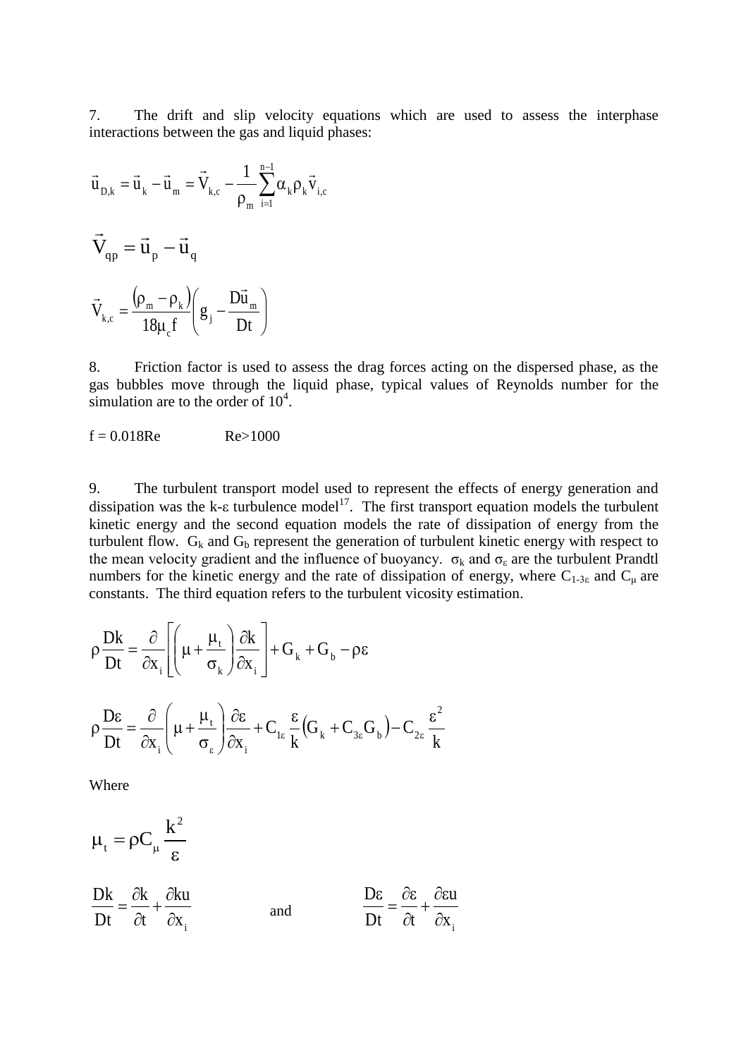7. The drift and slip velocity equations which are used to assess the interphase interactions between the gas and liquid phases:

$$\vec{u}_{D,k} = \vec{u}_k - \vec{u}_m = \vec{V}_{k,c} - \frac{1}{\rho_m}\sum_{i=1}^{n-1}\alpha_k \rho_k \vec{v}_{i,c}$$

$$\vec{V}_{qp} = \vec{u}_p - \vec{u}_q$$

$$\vec{V}_{k,c} = \frac{(\rho_m - \rho_k)}{18\mu_c f}\left(g_j - \frac{D\vec{u}_m}{Dt}\right)$$

8. Friction factor is used to assess the drag forces acting on the dispersed phase, as the gas bubbles move through the liquid phase, typical values of Reynolds number for the simulation are to the order of $10^4$.

$f = 0.018Re \qquad Re>1000$

9. The turbulent transport model used to represent the effects of energy generation and dissipation was the k-ε turbulence model[17]. The first transport equation models the turbulent kinetic energy and the second equation models the rate of dissipation of energy from the turbulent flow. $G_k$ and $G_b$ represent the generation of turbulent kinetic energy with respect to the mean velocity gradient and the influence of buoyancy. $\sigma_k$ and $\sigma_\varepsilon$ are the turbulent Prandtl numbers for the kinetic energy and the rate of dissipation of energy, where $C_{1\text{-}3\varepsilon}$ and $C_\mu$ are constants. The third equation refers to the turbulent vicosity estimation.

$$\rho\frac{Dk}{Dt} = \frac{\partial}{\partial x_i}\left[\left(\mu + \frac{\mu_t}{\sigma_k}\right)\frac{\partial k}{\partial x_i}\right] + G_k + G_b - \rho\varepsilon$$

$$\rho\frac{D\varepsilon}{Dt} = \frac{\partial}{\partial x_i}\left(\mu + \frac{\mu_t}{\sigma_\varepsilon}\right)\frac{\partial \varepsilon}{\partial x_i} + C_{1\varepsilon}\frac{\varepsilon}{k}\left(G_k + C_{3\varepsilon}G_b\right) - C_{2\varepsilon}\frac{\varepsilon^2}{k}$$

Where

$$\mu_t = \rho C_\mu \frac{k^2}{\varepsilon}$$

$$\frac{Dk}{Dt} = \frac{\partial k}{\partial t} + \frac{\partial ku}{\partial x_i} \qquad \text{and} \qquad \frac{D\varepsilon}{Dt} = \frac{\partial \varepsilon}{\partial t} + \frac{\partial \varepsilon u}{\partial x_i}$$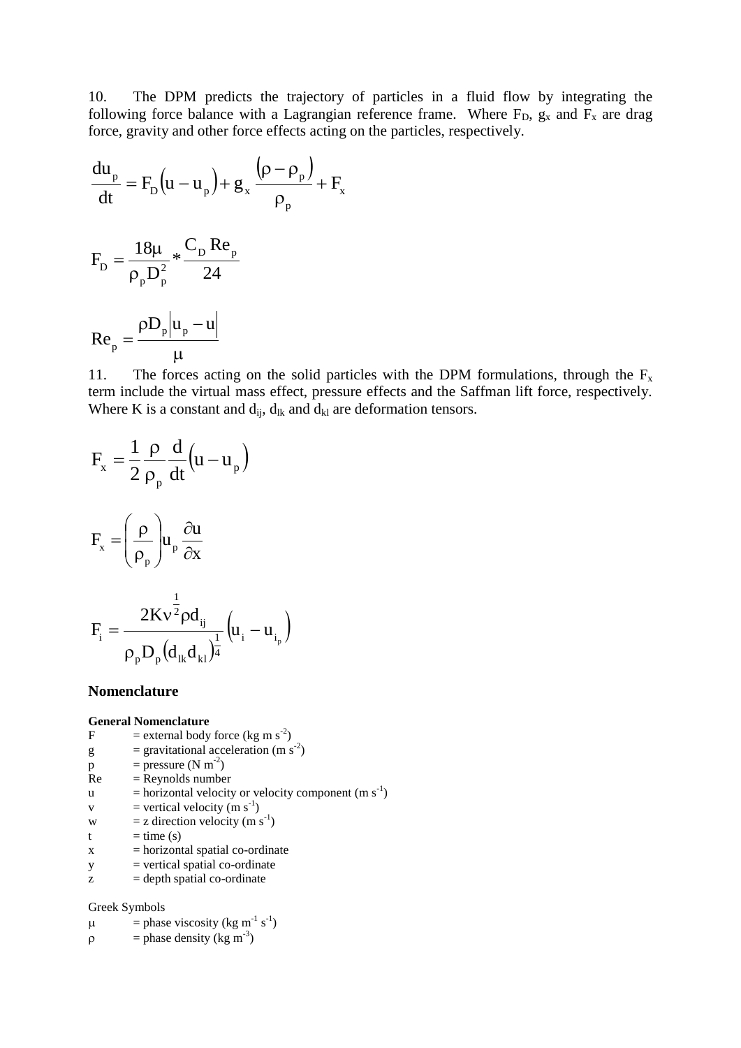10. The DPM predicts the trajectory of particles in a fluid flow by integrating the following force balance with a Lagrangian reference frame. Where $F_D$, $g_x$ and $F_x$ are drag force, gravity and other force effects acting on the particles, respectively.

$$\frac{du_p}{dt} = F_D\left(u - u_p\right) + g_x \frac{\left(\rho - \rho_p\right)}{\rho_p} + F_x$$

$$F_D = \frac{18\mu}{\rho_p D_p^2} * \frac{C_D \operatorname{Re}_p}{24}$$

$$\operatorname{Re}_p = \frac{\rho D_p \left|u_p - u\right|}{\mu}$$

11. The forces acting on the solid particles with the DPM formulations, through the $F_x$ term include the virtual mass effect, pressure effects and the Saffman lift force, respectively. Where K is a constant and $d_{ij}$, $d_{lk}$ and $d_{kl}$ are deformation tensors.

$$F_x = \frac{1}{2}\frac{\rho}{\rho_p}\frac{d}{dt}\left(u - u_p\right)$$

$$F_x = \left(\frac{\rho}{\rho_p}\right) u_p \frac{\partial u}{\partial x}$$

$$F_i = \frac{2K\nu^{\frac{1}{2}}\rho d_{ij}}{\rho_p D_p \left(d_{lk} d_{kl}\right)^{\frac{1}{4}}}\left(u_i - u_{i_p}\right)$$

## Nomenclature

### General Nomenclature

- F = external body force (kg m $s^{-2}$)
- g = gravitational acceleration (m $s^{-2}$)
- p = pressure (N $m^{-2}$)
- Re = Reynolds number
- u = horizontal velocity or velocity component (m $s^{-1}$)
- v = vertical velocity (m $s^{-1}$)
- w = z direction velocity (m $s^{-1}$)
- t = time (s)
- x = horizontal spatial co-ordinate
- y = vertical spatial co-ordinate
- z = depth spatial co-ordinate

Greek Symbols

- $\mu$ = phase viscosity (kg $m^{-1}$ $s^{-1}$)
- $\rho$ = phase density (kg $m^{-3}$)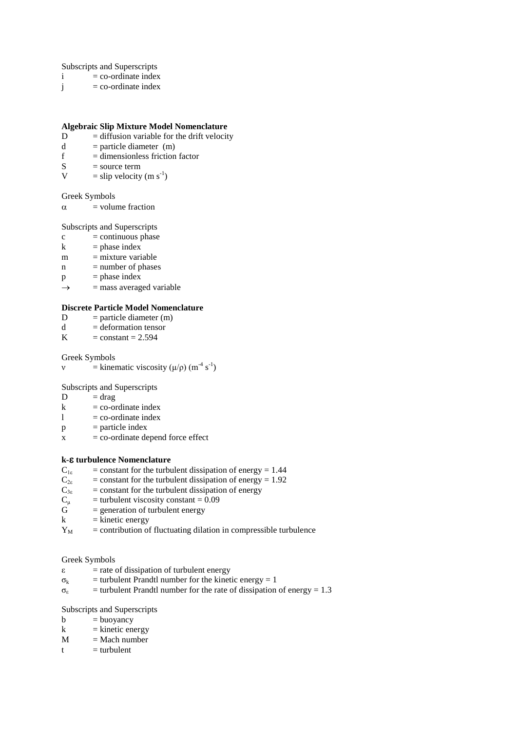Subscripts and Superscripts

$i$ = co-ordinate index
$j$ = co-ordinate index

**Algebraic Slip Mixture Model Nomenclature**

$D$ = diffusion variable for the drift velocity
$d$ = particle diameter (m)
$f$ = dimensionless friction factor
$S$ = source term
$V$ = slip velocity ($m\ s^{-1}$)

Greek Symbols

$\alpha$ = volume fraction

Subscripts and Superscripts

$c$ = continuous phase
$k$ = phase index
$m$ = mixture variable
$n$ = number of phases
$p$ = phase index
$\rightarrow$ = mass averaged variable

**Discrete Particle Model Nomenclature**

$D$ = particle diameter (m)
$d$ = deformation tensor
$K$ = constant = 2.594

Greek Symbols

$\nu$ = kinematic viscosity ($\mu/\rho$) ($m^{-4}\ s^{-1}$)

Subscripts and Superscripts

$D$ = drag
$k$ = co-ordinate index
$l$ = co-ordinate index
$p$ = particle index
$x$ = co-ordinate depend force effect

**k-ε turbulence Nomenclature**

$C_{1\varepsilon}$ = constant for the turbulent dissipation of energy = 1.44
$C_{2\varepsilon}$ = constant for the turbulent dissipation of energy = 1.92
$C_{3\varepsilon}$ = constant for the turbulent dissipation of energy
$C_{\mu}$ = turbulent viscosity constant = 0.09
$G$ = generation of turbulent energy
$k$ = kinetic energy
$Y_M$ = contribution of fluctuating dilation in compressible turbulence

Greek Symbols

$\varepsilon$ = rate of dissipation of turbulent energy
$\sigma_k$ = turbulent Prandtl number for the kinetic energy = 1
$\sigma_{\varepsilon}$ = turbulent Prandtl number for the rate of dissipation of energy = 1.3

Subscripts and Superscripts

$b$ = buoyancy
$k$ = kinetic energy
$M$ = Mach number
$t$ = turbulent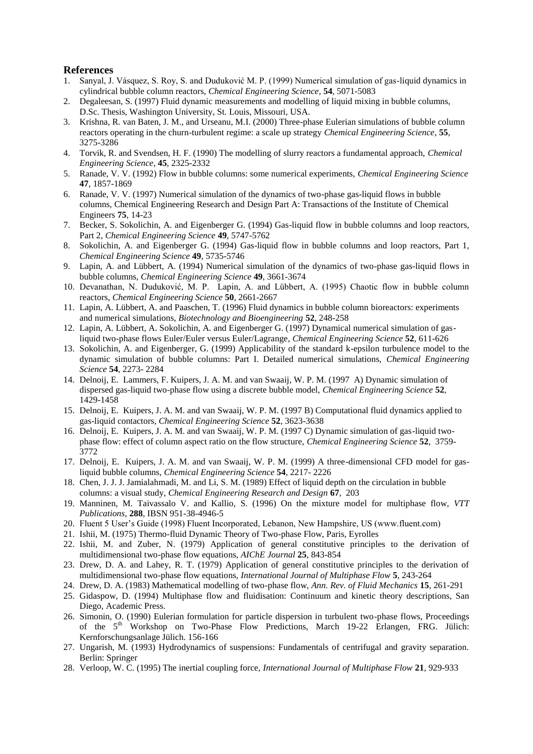## References

1. Sanyal, J. Vásquez, S. Roy, S. and Duduković M. P. (1999) Numerical simulation of gas-liquid dynamics in cylindrical bubble column reactors, *Chemical Engineering Science*, **54**, 5071-5083
2. Degaleesan, S. (1997) Fluid dynamic measurements and modelling of liquid mixing in bubble columns, D.Sc. Thesis, Washington University, St. Louis, Missouri, USA.
3. Krishna, R. van Baten, J. M., and Urseanu, M.I. (2000) Three-phase Eulerian simulations of bubble column reactors operating in the churn-turbulent regime: a scale up strategy *Chemical Engineering Science*, **55**, 3275-3286
4. Torvik, R. and Svendsen, H. F. (1990) The modelling of slurry reactors a fundamental approach, *Chemical Engineering Science*, **45**, 2325-2332
5. Ranade, V. V. (1992) Flow in bubble columns: some numerical experiments, *Chemical Engineering Science* **47**, 1857-1869
6. Ranade, V. V. (1997) Numerical simulation of the dynamics of two-phase gas-liquid flows in bubble columns, Chemical Engineering Research and Design Part A: Transactions of the Institute of Chemical Engineers **75**, 14-23
7. Becker, S. Sokolichin, A. and Eigenberger G. (1994) Gas-liquid flow in bubble columns and loop reactors, Part 2, *Chemical Engineering Science* **49**, 5747-5762
8. Sokolichin, A. and Eigenberger G. (1994) Gas-liquid flow in bubble columns and loop reactors, Part 1, *Chemical Engineering Science* **49**, 5735-5746
9. Lapin, A. and Lübbert, A. (1994) Numerical simulation of the dynamics of two-phase gas-liquid flows in bubble columns, *Chemical Engineering Science* **49**, 3661-3674
10. Devanathan, N. Duduković, M. P. Lapin, A. and Lübbert, A. (1995) Chaotic flow in bubble column reactors, *Chemical Engineering Science* **50**, 2661-2667
11. Lapin, A. Lübbert, A. and Paaschen, T. (1996) Fluid dynamics in bubble column bioreactors: experiments and numerical simulations, *Biotechnology and Bioengineering* **52**, 248-258
12. Lapin, A. Lübbert, A. Sokolichin, A. and Eigenberger G. (1997) Dynamical numerical simulation of gas-liquid two-phase flows Euler/Euler versus Euler/Lagrange, *Chemical Engineering Science* **52**, 611-626
13. Sokolichin, A. and Eigenberger, G. (1999) Applicability of the standard k-epsilon turbulence model to the dynamic simulation of bubble columns: Part I. Detailed numerical simulations, *Chemical Engineering Science* **54**, 2273- 2284
14. Delnoij, E. Lammers, F. Kuipers, J. A. M. and van Swaaij, W. P. M. (1997 A) Dynamic simulation of dispersed gas-liquid two-phase flow using a discrete bubble model, *Chemical Engineering Science* **52**, 1429-1458
15. Delnoij, E. Kuipers, J. A. M. and van Swaaij, W. P. M. (1997 B) Computational fluid dynamics applied to gas-liquid contactors, *Chemical Engineering Science* **52**, 3623-3638
16. Delnoij, E. Kuipers, J. A. M. and van Swaaij, W. P. M. (1997 C) Dynamic simulation of gas-liquid two-phase flow: effect of column aspect ratio on the flow structure, *Chemical Engineering Science* **52**, 3759-3772
17. Delnoij, E. Kuipers, J. A. M. and van Swaaij, W. P. M. (1999) A three-dimensional CFD model for gas-liquid bubble columns, *Chemical Engineering Science* **54**, 2217- 2226
18. Chen, J. J. J. Jamialahmadi, M. and Li, S. M. (1989) Effect of liquid depth on the circulation in bubble columns: a visual study, *Chemical Engineering Research and Design* **67**, 203
19. Manninen, M. Taivassalo V. and Kallio, S. (1996) On the mixture model for multiphase flow, *VTT Publications*, **288**, IBSN 951-38-4946-5
20. Fluent 5 User's Guide (1998) Fluent Incorporated, Lebanon, New Hampshire, US (www.fluent.com)
21. Ishii, M. (1975) Thermo-fluid Dynamic Theory of Two-phase Flow, Paris, Eyrolles
22. Ishii, M. and Zuber, N. (1979) Application of general constitutive principles to the derivation of multidimensional two-phase flow equations, *AIChE Journal* **25**, 843-854
23. Drew, D. A. and Lahey, R. T. (1979) Application of general constitutive principles to the derivation of multidimensional two-phase flow equations, *International Journal of Multiphase Flow* **5**, 243-264
24. Drew, D. A. (1983) Mathematical modelling of two-phase flow, *Ann. Rev. of Fluid Mechanics* **15**, 261-291
25. Gidaspow, D. (1994) Multiphase flow and fluidisation: Continuum and kinetic theory descriptions, San Diego, Academic Press.
26. Simonin, O. (1990) Eulerian formulation for particle dispersion in turbulent two-phase flows, Proceedings of the 5th Workshop on Two-Phase Flow Predictions, March 19-22 Erlangen, FRG. Jülich: Kernforschungsanlage Jülich. 156-166
27. Ungarish, M. (1993) Hydrodynamics of suspensions: Fundamentals of centrifugal and gravity separation. Berlin: Springer
28. Verloop, W. C. (1995) The inertial coupling force, *International Journal of Multiphase Flow* **21**, 929-933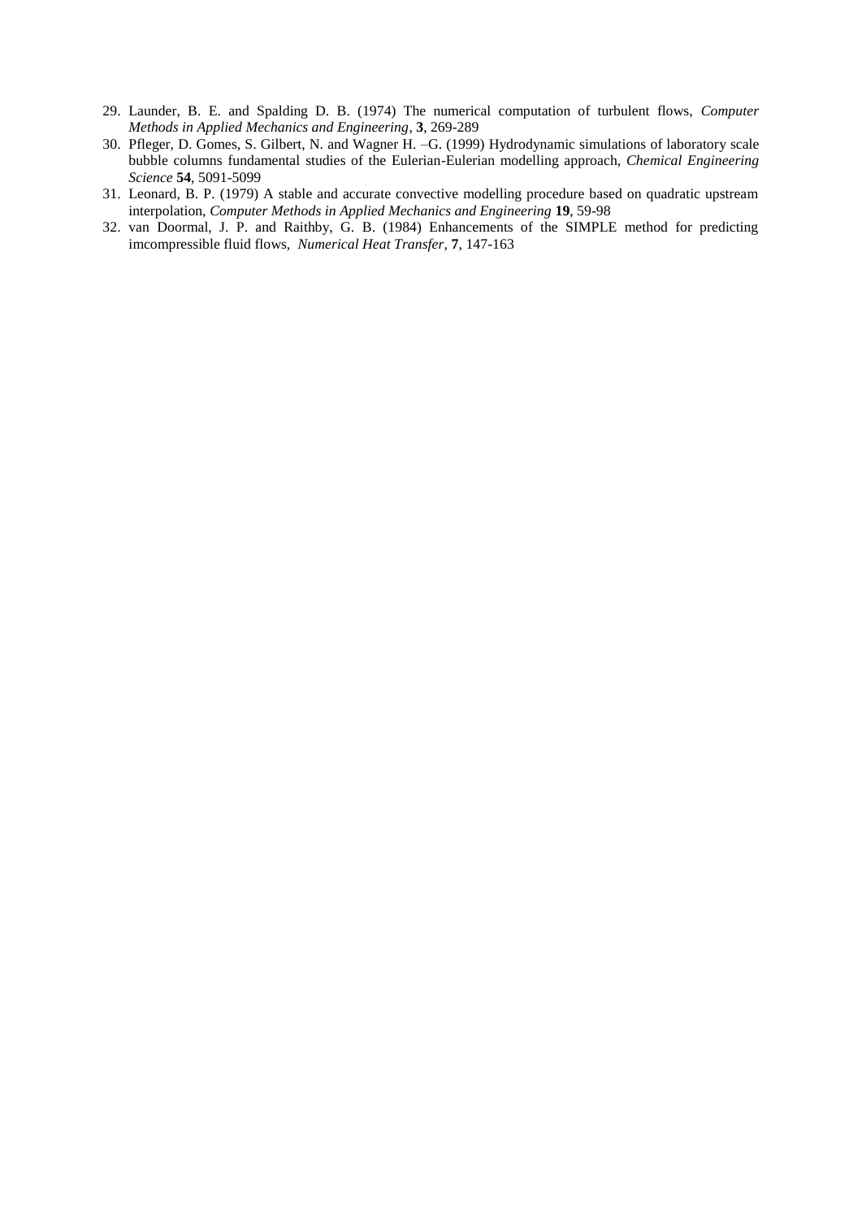29. Launder, B. E. and Spalding D. B. (1974) The numerical computation of turbulent flows, *Computer Methods in Applied Mechanics and Engineering*, **3**, 269-289
30. Pfleger, D. Gomes, S. Gilbert, N. and Wagner H. –G. (1999) Hydrodynamic simulations of laboratory scale bubble columns fundamental studies of the Eulerian-Eulerian modelling approach, *Chemical Engineering Science* **54**, 5091-5099
31. Leonard, B. P. (1979) A stable and accurate convective modelling procedure based on quadratic upstream interpolation, *Computer Methods in Applied Mechanics and Engineering* **19**, 59-98
32. van Doormal, J. P. and Raithby, G. B. (1984) Enhancements of the SIMPLE method for predicting imcompressible fluid flows, *Numerical Heat Transfer*, **7**, 147-163